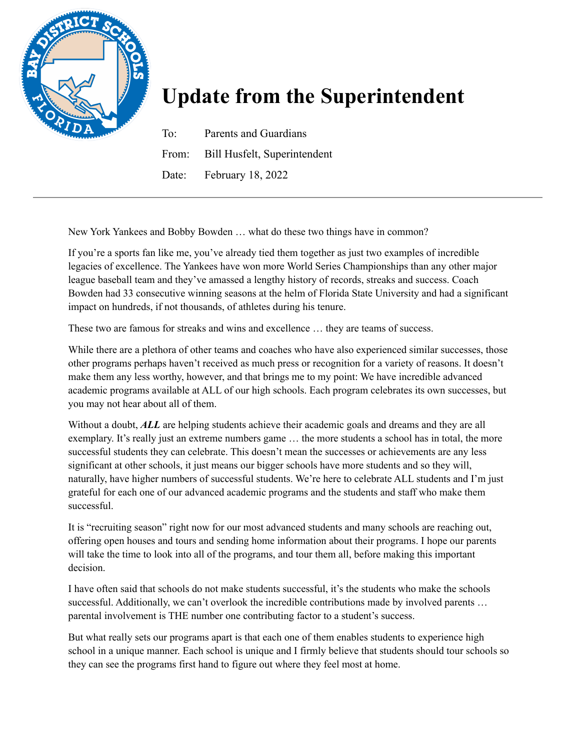# Update from the Superintendent

To: Parents and Guardians

From: Bill Husfelt, Superintendent

Date: February 18, 2022

---

New York Yankees and Bobby Bowden … what do these two things have in common?

If you're a sports fan like me, you've already tied them together as just two examples of incredible legacies of excellence. The Yankees have won more World Series Championships than any other major league baseball team and they've amassed a lengthy history of records, streaks and success. Coach Bowden had 33 consecutive winning seasons at the helm of Florida State University and had a significant impact on hundreds, if not thousands, of athletes during his tenure.

These two are famous for streaks and wins and excellence … they are teams of success.

While there are a plethora of other teams and coaches who have also experienced similar successes, those other programs perhaps haven't received as much press or recognition for a variety of reasons. It doesn't make them any less worthy, however, and that brings me to my point: We have incredible advanced academic programs available at ALL of our high schools. Each program celebrates its own successes, but you may not hear about all of them.

Without a doubt, ***ALL*** are helping students achieve their academic goals and dreams and they are all exemplary. It's really just an extreme numbers game … the more students a school has in total, the more successful students they can celebrate. This doesn't mean the successes or achievements are any less significant at other schools, it just means our bigger schools have more students and so they will, naturally, have higher numbers of successful students. We're here to celebrate ALL students and I'm just grateful for each one of our advanced academic programs and the students and staff who make them successful.

It is "recruiting season" right now for our most advanced students and many schools are reaching out, offering open houses and tours and sending home information about their programs. I hope our parents will take the time to look into all of the programs, and tour them all, before making this important decision.

I have often said that schools do not make students successful, it's the students who make the schools successful. Additionally, we can't overlook the incredible contributions made by involved parents … parental involvement is THE number one contributing factor to a student's success.

But what really sets our programs apart is that each one of them enables students to experience high school in a unique manner. Each school is unique and I firmly believe that students should tour schools so they can see the programs first hand to figure out where they feel most at home.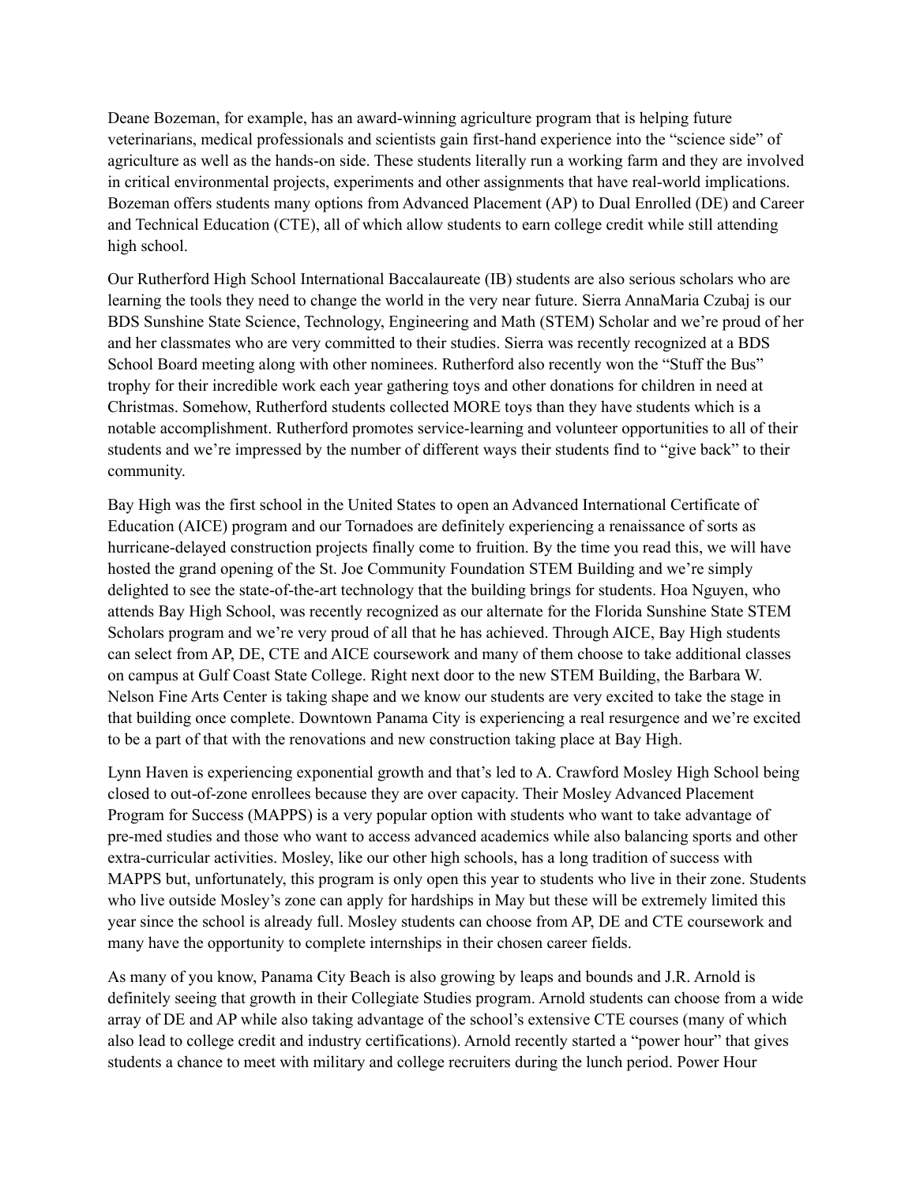Deane Bozeman, for example, has an award-winning agriculture program that is helping future veterinarians, medical professionals and scientists gain first-hand experience into the "science side" of agriculture as well as the hands-on side. These students literally run a working farm and they are involved in critical environmental projects, experiments and other assignments that have real-world implications. Bozeman offers students many options from Advanced Placement (AP) to Dual Enrolled (DE) and Career and Technical Education (CTE), all of which allow students to earn college credit while still attending high school.

Our Rutherford High School International Baccalaureate (IB) students are also serious scholars who are learning the tools they need to change the world in the very near future. Sierra AnnaMaria Czubaj is our BDS Sunshine State Science, Technology, Engineering and Math (STEM) Scholar and we're proud of her and her classmates who are very committed to their studies. Sierra was recently recognized at a BDS School Board meeting along with other nominees. Rutherford also recently won the "Stuff the Bus" trophy for their incredible work each year gathering toys and other donations for children in need at Christmas. Somehow, Rutherford students collected MORE toys than they have students which is a notable accomplishment. Rutherford promotes service-learning and volunteer opportunities to all of their students and we're impressed by the number of different ways their students find to "give back" to their community.

Bay High was the first school in the United States to open an Advanced International Certificate of Education (AICE) program and our Tornadoes are definitely experiencing a renaissance of sorts as hurricane-delayed construction projects finally come to fruition. By the time you read this, we will have hosted the grand opening of the St. Joe Community Foundation STEM Building and we're simply delighted to see the state-of-the-art technology that the building brings for students. Hoa Nguyen, who attends Bay High School, was recently recognized as our alternate for the Florida Sunshine State STEM Scholars program and we're very proud of all that he has achieved. Through AICE, Bay High students can select from AP, DE, CTE and AICE coursework and many of them choose to take additional classes on campus at Gulf Coast State College. Right next door to the new STEM Building, the Barbara W. Nelson Fine Arts Center is taking shape and we know our students are very excited to take the stage in that building once complete. Downtown Panama City is experiencing a real resurgence and we're excited to be a part of that with the renovations and new construction taking place at Bay High.

Lynn Haven is experiencing exponential growth and that's led to A. Crawford Mosley High School being closed to out-of-zone enrollees because they are over capacity. Their Mosley Advanced Placement Program for Success (MAPPS) is a very popular option with students who want to take advantage of pre-med studies and those who want to access advanced academics while also balancing sports and other extra-curricular activities. Mosley, like our other high schools, has a long tradition of success with MAPPS but, unfortunately, this program is only open this year to students who live in their zone. Students who live outside Mosley's zone can apply for hardships in May but these will be extremely limited this year since the school is already full. Mosley students can choose from AP, DE and CTE coursework and many have the opportunity to complete internships in their chosen career fields.

As many of you know, Panama City Beach is also growing by leaps and bounds and J.R. Arnold is definitely seeing that growth in their Collegiate Studies program. Arnold students can choose from a wide array of DE and AP while also taking advantage of the school's extensive CTE courses (many of which also lead to college credit and industry certifications). Arnold recently started a "power hour" that gives students a chance to meet with military and college recruiters during the lunch period. Power Hour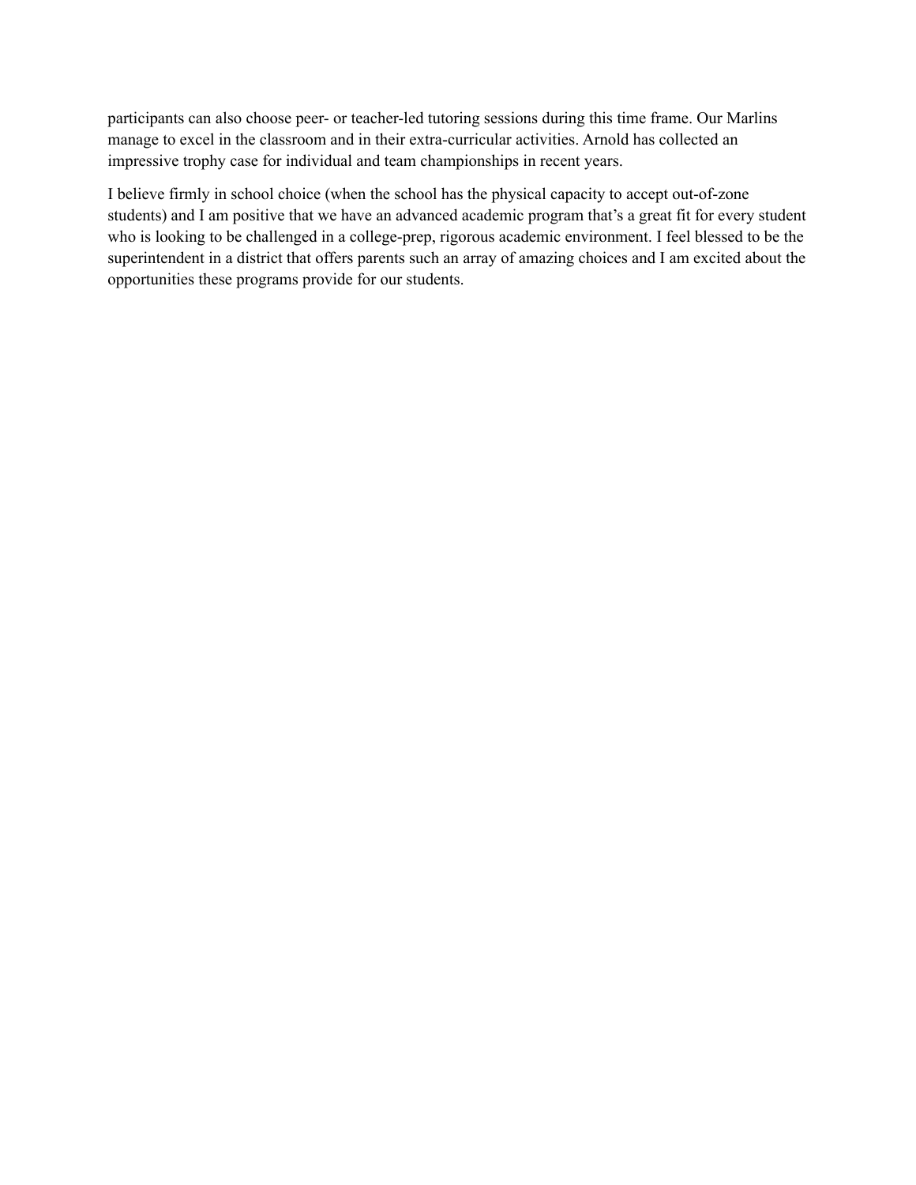participants can also choose peer- or teacher-led tutoring sessions during this time frame. Our Marlins manage to excel in the classroom and in their extra-curricular activities. Arnold has collected an impressive trophy case for individual and team championships in recent years.

I believe firmly in school choice (when the school has the physical capacity to accept out-of-zone students) and I am positive that we have an advanced academic program that's a great fit for every student who is looking to be challenged in a college-prep, rigorous academic environment. I feel blessed to be the superintendent in a district that offers parents such an array of amazing choices and I am excited about the opportunities these programs provide for our students.